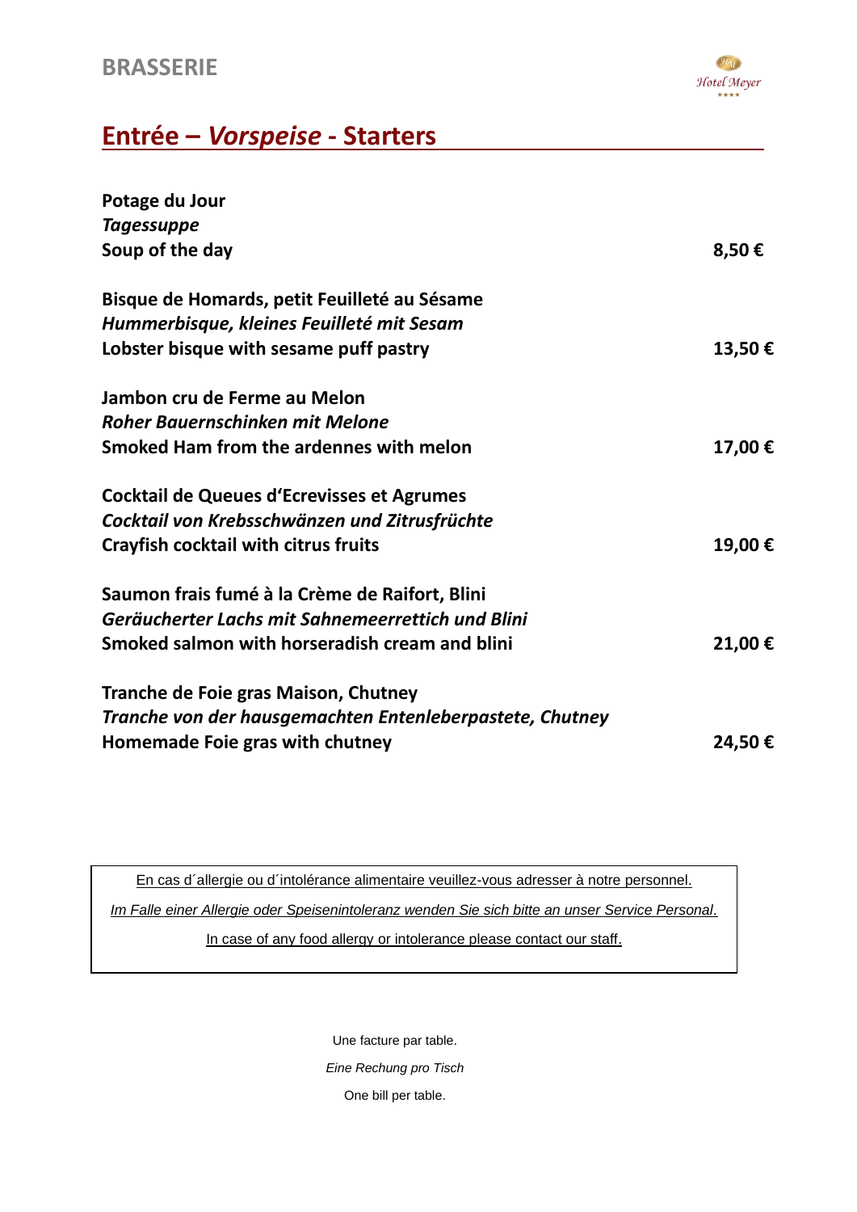**BRASSERIE**

Hotel Meyer

## Entrée – *Vorspeise* - Starters

**Potage du Jour**
***Tagessuppe***
**Soup of the day** **8,50 €**

**Bisque de Homards, petit Feuilleté au Sésame**
***Hummerbisque, kleines Feuilleté mit Sesam***
**Lobster bisque with sesame puff pastry** **13,50 €**

**Jambon cru de Ferme au Melon**
***Roher Bauernschinken mit Melone***
**Smoked Ham from the ardennes with melon** **17,00 €**

**Cocktail de Queues d'Ecrevisses et Agrumes**
***Cocktail von Krebsschwänzen und Zitrusfrüchte***
**Crayfish cocktail with citrus fruits** **19,00 €**

**Saumon frais fumé à la Crème de Raifort, Blini**
***Geräucherter Lachs mit Sahnemeerrettich und Blini***
**Smoked salmon with horseradish cream and blini** **21,00 €**

**Tranche de Foie gras Maison, Chutney**
***Tranche von der hausgemachten Entenleberpastete, Chutney***
**Homemade Foie gras with chutney** **24,50 €**

En cas d´allergie ou d´intolérance alimentaire veuillez-vous adresser à notre personnel.

*Im Falle einer Allergie oder Speisenintoleranz wenden Sie sich bitte an unser Service Personal.*

In case of any food allergy or intolerance please contact our staff.

Une facture par table.

*Eine Rechung pro Tisch*

One bill per table.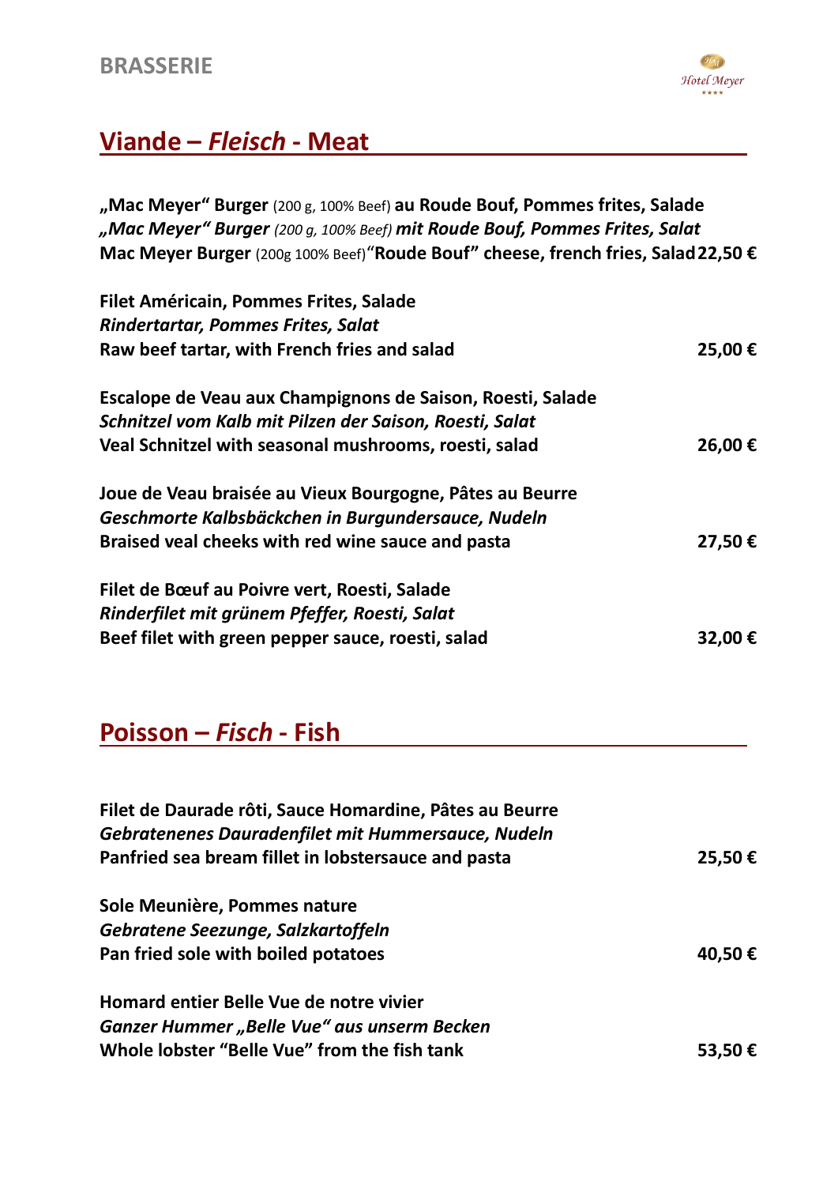BRASSERIE

## Viande – *Fleisch* - Meat

**„Mac Meyer" Burger** (200 g, 100% Beef) **au Roude Bouf, Pommes frites, Salade**
***„Mac Meyer" Burger** (200 g, 100% Beef) **mit Roude Bouf, Pommes Frites, Salat***
**Mac Meyer Burger** (200g 100% Beef)**"Roude Bouf" cheese, french fries, Salad 22,50 €**

**Filet Américain, Pommes Frites, Salade**
***Rindertartar, Pommes Frites, Salat***
**Raw beef tartar, with French fries and salad 25,00 €**

**Escalope de Veau aux Champignons de Saison, Roesti, Salade**
***Schnitzel vom Kalb mit Pilzen der Saison, Roesti, Salat***
**Veal Schnitzel with seasonal mushrooms, roesti, salad 26,00 €**

**Joue de Veau braisée au Vieux Bourgogne, Pâtes au Beurre**
***Geschmorte Kalbsbäckchen in Burgundersauce, Nudeln***
**Braised veal cheeks with red wine sauce and pasta 27,50 €**

**Filet de Bœuf au Poivre vert, Roesti, Salade**
***Rinderfilet mit grünem Pfeffer, Roesti, Salat***
**Beef filet with green pepper sauce, roesti, salad 32,00 €**

## Poisson – *Fisch* - Fish

**Filet de Daurade rôti, Sauce Homardine, Pâtes au Beurre**
***Gebratenenes Dauradenfilet mit Hummersauce, Nudeln***
**Panfried sea bream fillet in lobstersauce and pasta 25,50 €**

**Sole Meunière, Pommes nature**
***Gebratene Seezunge, Salzkartoffeln***
**Pan fried sole with boiled potatoes 40,50 €**

**Homard entier Belle Vue de notre vivier**
***Ganzer Hummer „Belle Vue" aus unserm Becken***
**Whole lobster "Belle Vue" from the fish tank 53,50 €**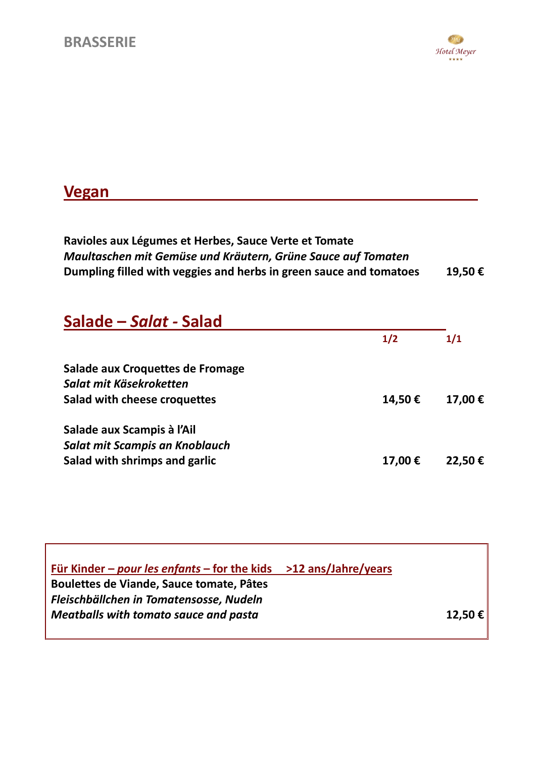BRASSERIE

Hotel Meyer

## Vegan

**Ravioles aux Légumes et Herbes, Sauce Verte et Tomate**
***Maultaschen mit Gemüse und Kräutern, Grüne Sauce auf Tomaten***
**Dumpling filled with veggies and herbs in green sauce and tomatoes** **19,50 €**

## Salade – *Salat* - Salad

| | 1/2 | 1/1 |
| --- | --- | --- |
| **Salade aux Croquettes de Fromage**<br>***Salat mit Käsekroketten***<br>**Salad with cheese croquettes** | **14,50 €** | **17,00 €** |
| **Salade aux Scampis à l'Ail**<br>***Salat mit Scampis an Knoblauch***<br>**Salad with shrimps and garlic** | **17,00 €** | **22,50 €** |

**Für Kinder – *pour les enfants* – for the kids >12 ans/Jahre/years**
**Boulettes de Viande, Sauce tomate, Pâtes**
***Fleischbällchen in Tomatensosse, Nudeln***
***Meatballs with tomato sauce and pasta*** **12,50 €**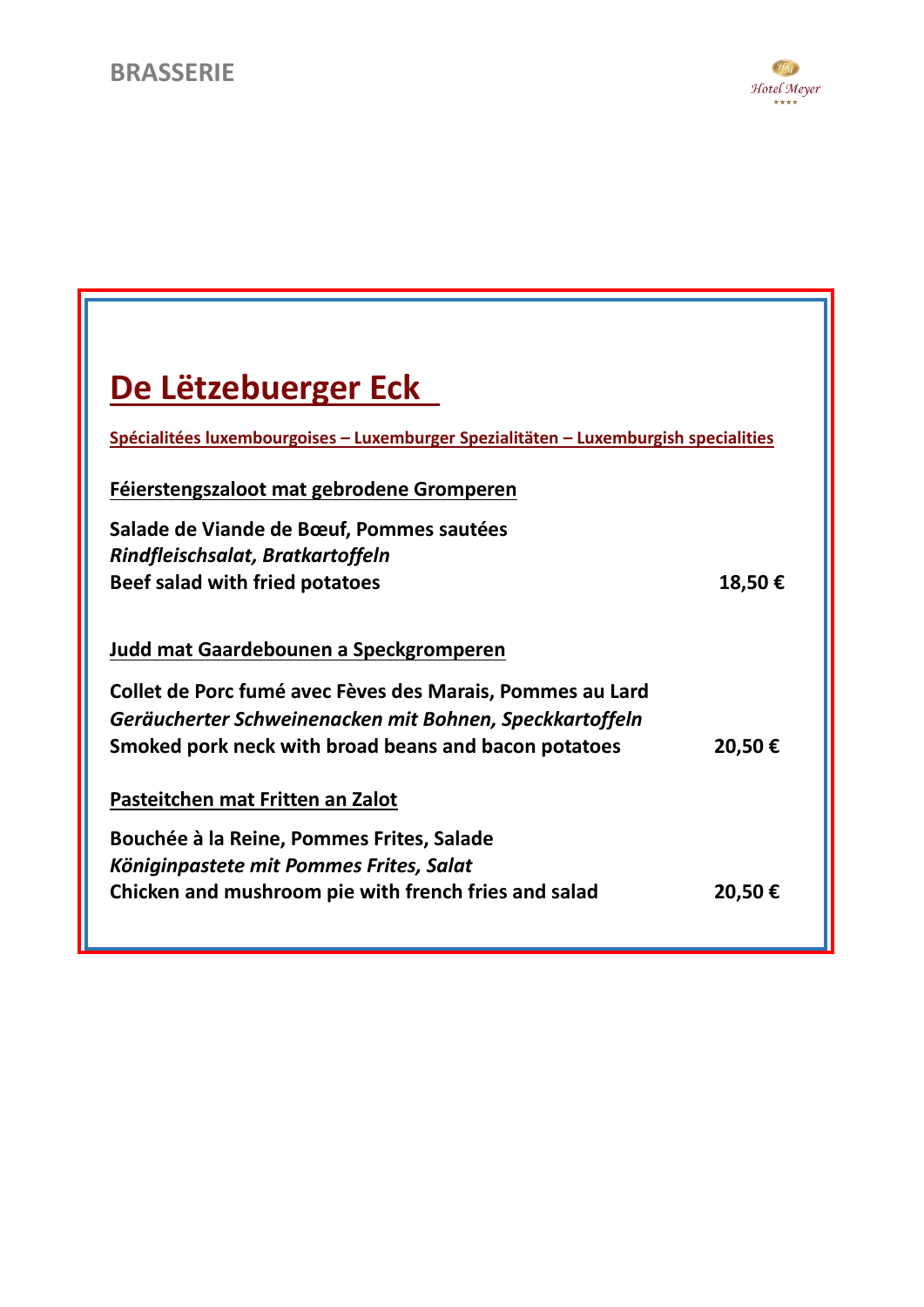**BRASSERIE**

# De Lëtzebuerger Eck

**Spécialitées luxembourgoises – Luxemburger Spezialitäten – Luxemburgish specialities**

**Féierstengszaloot mat gebrodene Gromperen**

**Salade de Viande de Bœuf, Pommes sautées**
***Rindfleischsalat, Bratkartoffeln***
**Beef salad with fried potatoes** **18,50 €**

**Judd mat Gaardebounen a Speckgromperen**

**Collet de Porc fumé avec Fèves des Marais, Pommes au Lard**
***Geräucherter Schweinenacken mit Bohnen, Speckkartoffeln***
**Smoked pork neck with broad beans and bacon potatoes** **20,50 €**

**Pasteitchen mat Fritten an Zalot**

**Bouchée à la Reine, Pommes Frites, Salade**
***Königinpastete mit Pommes Frites, Salat***
**Chicken and mushroom pie with french fries and salad** **20,50 €**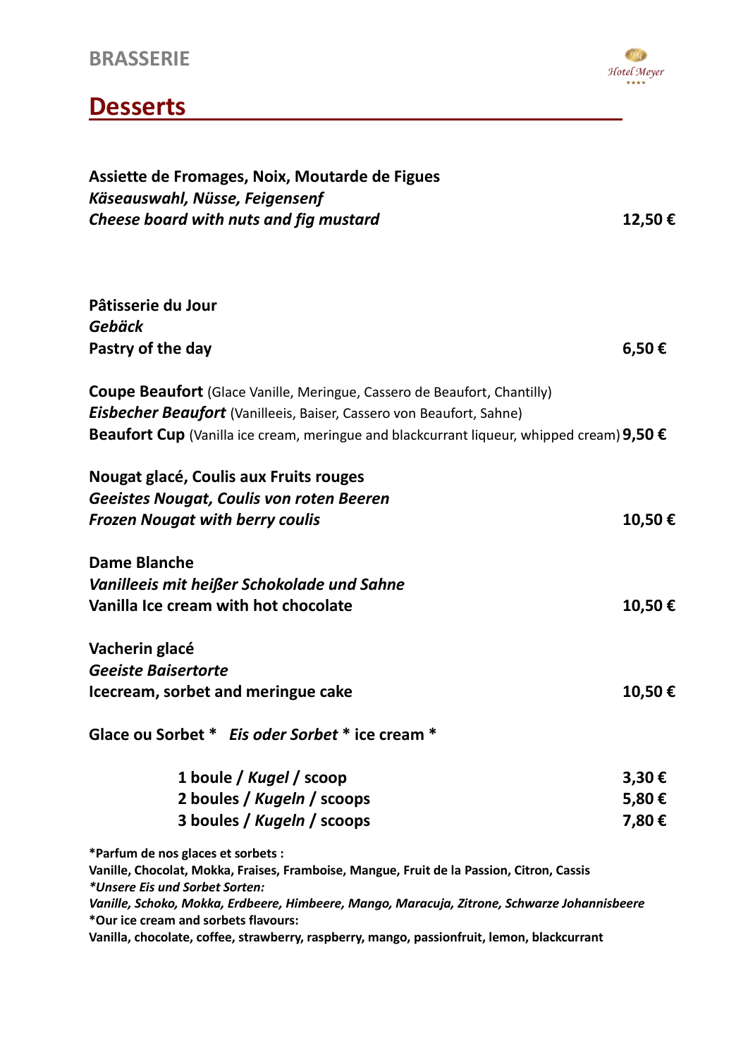**BRASSERIE**

Hotel Meyer

# Desserts

**Assiette de Fromages, Noix, Moutarde de Figues**
***Käseauswahl, Nüsse, Feigensenf***
***Cheese board with nuts and fig mustard*** **12,50 €**

**Pâtisserie du Jour**
***Gebäck***
**Pastry of the day** **6,50 €**

**Coupe Beaufort** (Glace Vanille, Meringue, Cassero de Beaufort, Chantilly)
***Eisbecher Beaufort*** (Vanilleeis, Baiser, Cassero von Beaufort, Sahne)
**Beaufort Cup** (Vanilla ice cream, meringue and blackcurrant liqueur, whipped cream) **9,50 €**

**Nougat glacé, Coulis aux Fruits rouges**
***Geeistes Nougat, Coulis von roten Beeren***
***Frozen Nougat with berry coulis*** **10,50 €**

**Dame Blanche**
***Vanilleeis mit heißer Schokolade und Sahne***
**Vanilla Ice cream with hot chocolate** **10,50 €**

**Vacherin glacé**
***Geeiste Baisertorte***
**Icecream, sorbet and meringue cake** **10,50 €**

**Glace ou Sorbet *** ***Eis oder Sorbet*** *** ice cream ***

| | |
|---|---|
| **1 boule / *Kugel* / scoop** | **3,30 €** |
| **2 boules / *Kugeln* / scoops** | **5,80 €** |
| **3 boules / *Kugeln* / scoops** | **7,80 €** |

**\*Parfum de nos glaces et sorbets :**
**Vanille, Chocolat, Mokka, Fraises, Framboise, Mangue, Fruit de la Passion, Citron, Cassis**
***\*Unsere Eis und Sorbet Sorten:***
***Vanille, Schoko, Mokka, Erdbeere, Himbeere, Mango, Maracuja, Zitrone, Schwarze Johannisbeere***
**\*Our ice cream and sorbets flavours:**
**Vanilla, chocolate, coffee, strawberry, raspberry, mango, passionfruit, lemon, blackcurrant**